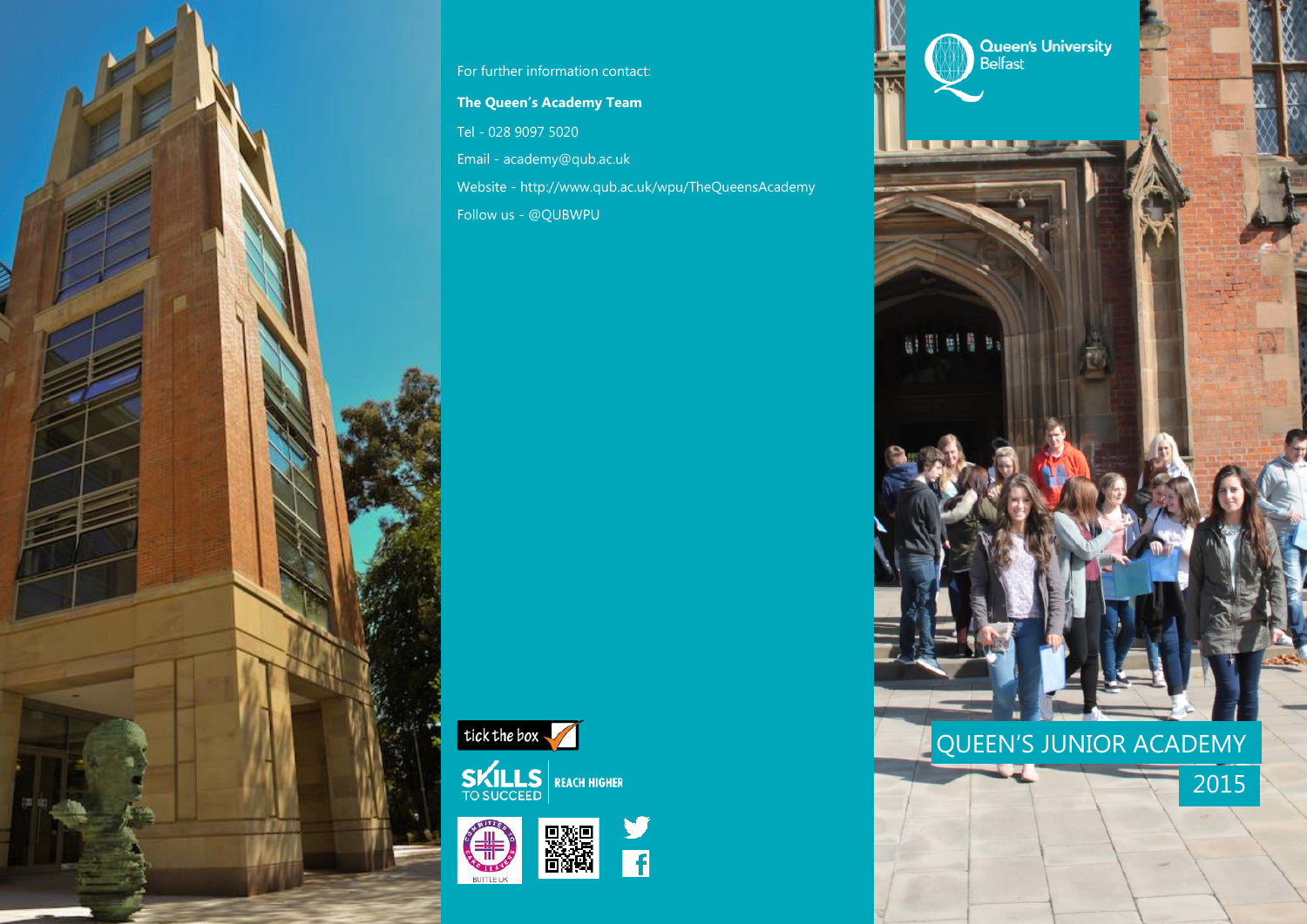For further information contact:

**The Queen's Academy Team**

Tel - 028 9097 5020

Email - academy@qub.ac.uk

Website - http://www.qub.ac.uk/wpu/TheQueensAcademy

Follow us - @QUBWPU

tick the box

SKILLS TO SUCCEED | REACH HIGHER

Queen's University Belfast

# QUEEN'S JUNIOR ACADEMY

## 2015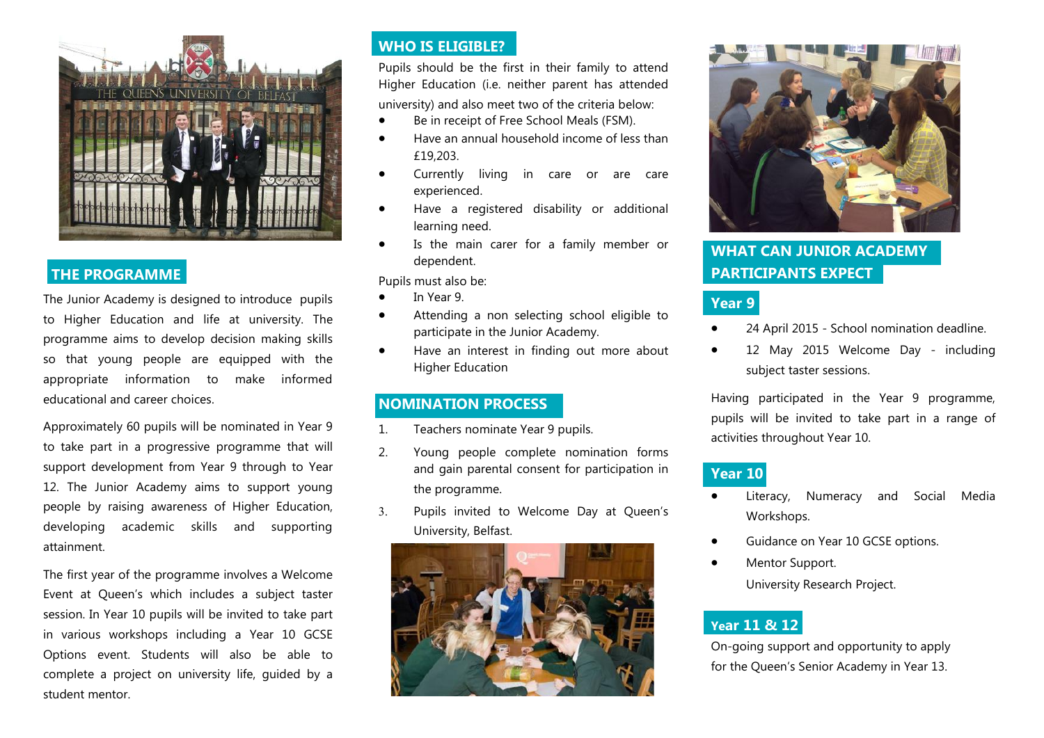## THE PROGRAMME

The Junior Academy is designed to introduce pupils to Higher Education and life at university. The programme aims to develop decision making skills so that young people are equipped with the appropriate information to make informed educational and career choices.

Approximately 60 pupils will be nominated in Year 9 to take part in a progressive programme that will support development from Year 9 through to Year 12. The Junior Academy aims to support young people by raising awareness of Higher Education, developing academic skills and supporting attainment.

The first year of the programme involves a Welcome Event at Queen's which includes a subject taster session. In Year 10 pupils will be invited to take part in various workshops including a Year 10 GCSE Options event. Students will also be able to complete a project on university life, guided by a student mentor.

## WHO IS ELIGIBLE?

Pupils should be the first in their family to attend Higher Education (i.e. neither parent has attended university) and also meet two of the criteria below:

- Be in receipt of Free School Meals (FSM).
- Have an annual household income of less than £19,203.
- Currently living in care or are care experienced.
- Have a registered disability or additional learning need.
- Is the main carer for a family member or dependent.

Pupils must also be:

- In Year 9.
- Attending a non selecting school eligible to participate in the Junior Academy.
- Have an interest in finding out more about Higher Education

## NOMINATION PROCESS

1. Teachers nominate Year 9 pupils.
2. Young people complete nomination forms and gain parental consent for participation in the programme.
3. Pupils invited to Welcome Day at Queen's University, Belfast.

## WHAT CAN JUNIOR ACADEMY PARTICIPANTS EXPECT

### Year 9

- 24 April 2015 - School nomination deadline.
- 12 May 2015 Welcome Day - including subject taster sessions.

Having participated in the Year 9 programme, pupils will be invited to take part in a range of activities throughout Year 10.

### Year 10

- Literacy, Numeracy and Social Media Workshops.
- Guidance on Year 10 GCSE options.
- Mentor Support.
  University Research Project.

### Year 11 & 12

On-going support and opportunity to apply for the Queen's Senior Academy in Year 13.